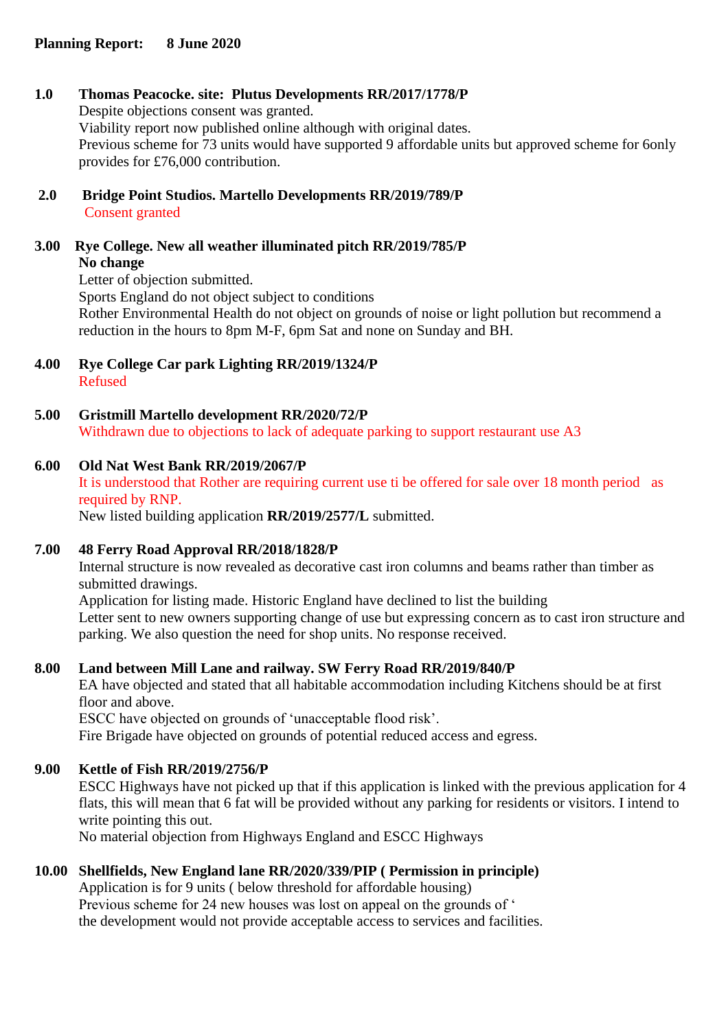**Planning Report: 8 June 2020**

**1.0 Thomas Peacocke. site: Plutus Developments RR/2017/1778/P**

Despite objections consent was granted.
Viability report now published online although with original dates.
Previous scheme for 73 units would have supported 9 affordable units but approved scheme for 6only provides for £76,000 contribution.

**2.0 Bridge Point Studios. Martello Developments RR/2019/789/P**

Consent granted

**3.00 Rye College. New all weather illuminated pitch RR/2019/785/P**

**No change**
Letter of objection submitted.
Sports England do not object subject to conditions
Rother Environmental Health do not object on grounds of noise or light pollution but recommend a reduction in the hours to 8pm M-F, 6pm Sat and none on Sunday and BH.

**4.00 Rye College Car park Lighting RR/2019/1324/P**

Refused

**5.00 Gristmill Martello development RR/2020/72/P**

Withdrawn due to objections to lack of adequate parking to support restaurant use A3

**6.00 Old Nat West Bank RR/2019/2067/P**

It is understood that Rother are requiring current use ti be offered for sale over 18 month period as required by RNP.
New listed building application **RR/2019/2577/L** submitted.

**7.00 48 Ferry Road Approval RR/2018/1828/P**

Internal structure is now revealed as decorative cast iron columns and beams rather than timber as submitted drawings.
Application for listing made. Historic England have declined to list the building
Letter sent to new owners supporting change of use but expressing concern as to cast iron structure and parking. We also question the need for shop units. No response received.

**8.00 Land between Mill Lane and railway. SW Ferry Road RR/2019/840/P**

EA have objected and stated that all habitable accommodation including Kitchens should be at first floor and above.
ESCC have objected on grounds of 'unacceptable flood risk'.
Fire Brigade have objected on grounds of potential reduced access and egress.

**9.00 Kettle of Fish RR/2019/2756/P**

ESCC Highways have not picked up that if this application is linked with the previous application for 4 flats, this will mean that 6 fat will be provided without any parking for residents or visitors. I intend to write pointing this out.
No material objection from Highways England and ESCC Highways

**10.00 Shellfields, New England lane RR/2020/339/PIP ( Permission in principle)**

Application is for 9 units ( below threshold for affordable housing)
Previous scheme for 24 new houses was lost on appeal on the grounds of '
the development would not provide acceptable access to services and facilities.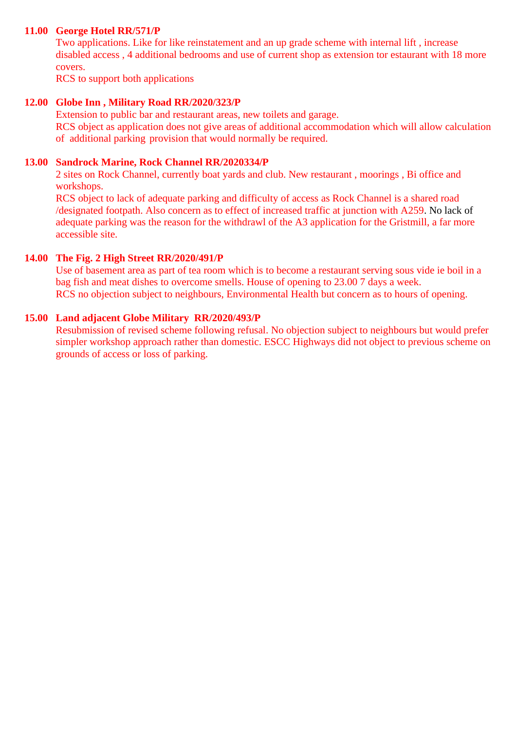**11.00 George Hotel RR/571/P**

Two applications. Like for like reinstatement and an up grade scheme with internal lift , increase disabled access , 4 additional bedrooms and use of current shop as extension tor estaurant with 18 more covers.

RCS to support both applications

**12.00 Globe Inn , Military Road RR/2020/323/P**

Extension to public bar and restaurant areas, new toilets and garage.

RCS object as application does not give areas of additional accommodation which will allow calculation of additional parking provision that would normally be required.

**13.00 Sandrock Marine, Rock Channel RR/2020334/P**

2 sites on Rock Channel, currently boat yards and club. New restaurant , moorings , Bi office and workshops.

RCS object to lack of adequate parking and difficulty of access as Rock Channel is a shared road /designated footpath. Also concern as to effect of increased traffic at junction with A259. No lack of adequate parking was the reason for the withdrawl of the A3 application for the Gristmill, a far more accessible site.

**14.00 The Fig. 2 High Street RR/2020/491/P**

Use of basement area as part of tea room which is to become a restaurant serving sous vide ie boil in a bag fish and meat dishes to overcome smells. House of opening to 23.00 7 days a week.

RCS no objection subject to neighbours, Environmental Health but concern as to hours of opening.

**15.00 Land adjacent Globe Military RR/2020/493/P**

Resubmission of revised scheme following refusal. No objection subject to neighbours but would prefer simpler workshop approach rather than domestic. ESCC Highways did not object to previous scheme on grounds of access or loss of parking.